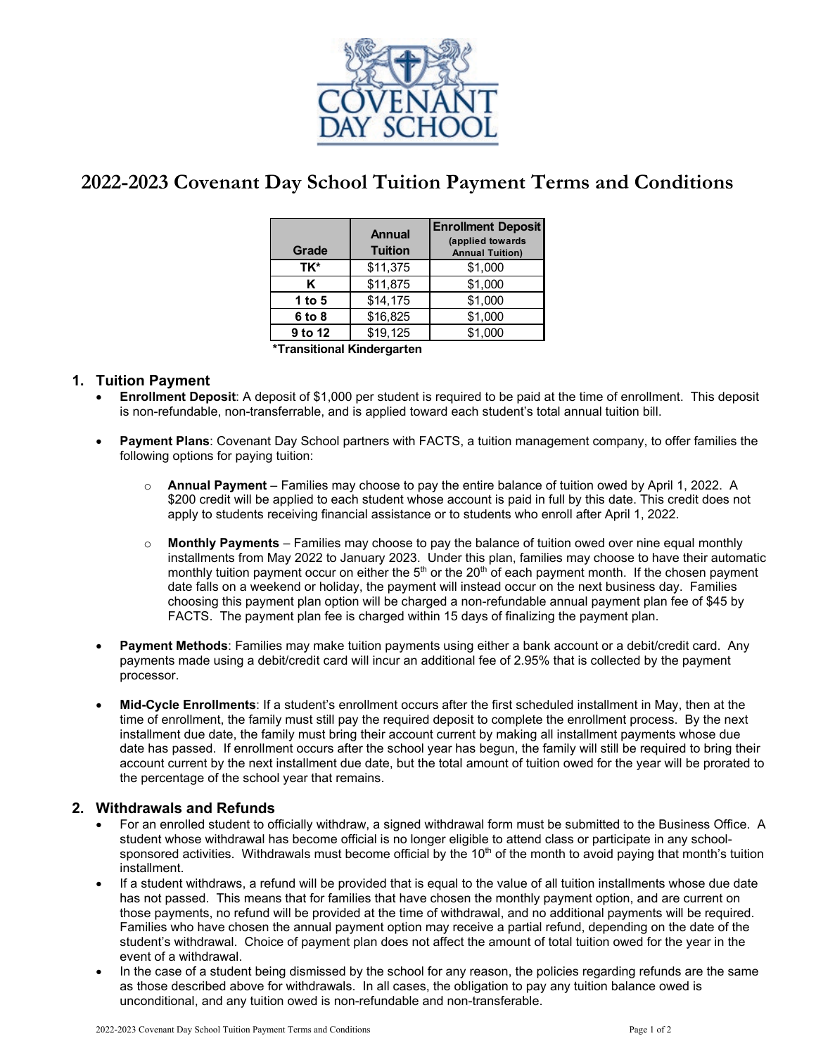# 2022-2023 Covenant Day School Tuition Payment Terms and Conditions

| Grade | Annual Tuition | Enrollment Deposit (applied towards Annual Tuition) |
|---|---|---|
| TK* | $11,375 | $1,000 |
| K | $11,875 | $1,000 |
| 1 to 5 | $14,175 | $1,000 |
| 6 to 8 | $16,825 | $1,000 |
| 9 to 12 | $19,125 | $1,000 |

**\*Transitional Kindergarten**

## 1. Tuition Payment

- **Enrollment Deposit**: A deposit of $1,000 per student is required to be paid at the time of enrollment. This deposit is non-refundable, non-transferrable, and is applied toward each student's total annual tuition bill.

- **Payment Plans**: Covenant Day School partners with FACTS, a tuition management company, to offer families the following options for paying tuition:

  - **Annual Payment** – Families may choose to pay the entire balance of tuition owed by April 1, 2022. A $200 credit will be applied to each student whose account is paid in full by this date. This credit does not apply to students receiving financial assistance or to students who enroll after April 1, 2022.

  - **Monthly Payments** – Families may choose to pay the balance of tuition owed over nine equal monthly installments from May 2022 to January 2023. Under this plan, families may choose to have their automatic monthly tuition payment occur on either the 5th or the 20th of each payment month. If the chosen payment date falls on a weekend or holiday, the payment will instead occur on the next business day. Families choosing this payment plan option will be charged a non-refundable annual payment plan fee of $45 by FACTS. The payment plan fee is charged within 15 days of finalizing the payment plan.

- **Payment Methods**: Families may make tuition payments using either a bank account or a debit/credit card. Any payments made using a debit/credit card will incur an additional fee of 2.95% that is collected by the payment processor.

- **Mid-Cycle Enrollments**: If a student's enrollment occurs after the first scheduled installment in May, then at the time of enrollment, the family must still pay the required deposit to complete the enrollment process. By the next installment due date, the family must bring their account current by making all installment payments whose due date has passed. If enrollment occurs after the school year has begun, the family will still be required to bring their account current by the next installment due date, but the total amount of tuition owed for the year will be prorated to the percentage of the school year that remains.

## 2. Withdrawals and Refunds

- For an enrolled student to officially withdraw, a signed withdrawal form must be submitted to the Business Office. A student whose withdrawal has become official is no longer eligible to attend class or participate in any school-sponsored activities. Withdrawals must become official by the 10th of the month to avoid paying that month's tuition installment.
- If a student withdraws, a refund will be provided that is equal to the value of all tuition installments whose due date has not passed. This means that for families that have chosen the monthly payment option, and are current on those payments, no refund will be provided at the time of withdrawal, and no additional payments will be required. Families who have chosen the annual payment option may receive a partial refund, depending on the date of the student's withdrawal. Choice of payment plan does not affect the amount of total tuition owed for the year in the event of a withdrawal.
- In the case of a student being dismissed by the school for any reason, the policies regarding refunds are the same as those described above for withdrawals. In all cases, the obligation to pay any tuition balance owed is unconditional, and any tuition owed is non-refundable and non-transferable.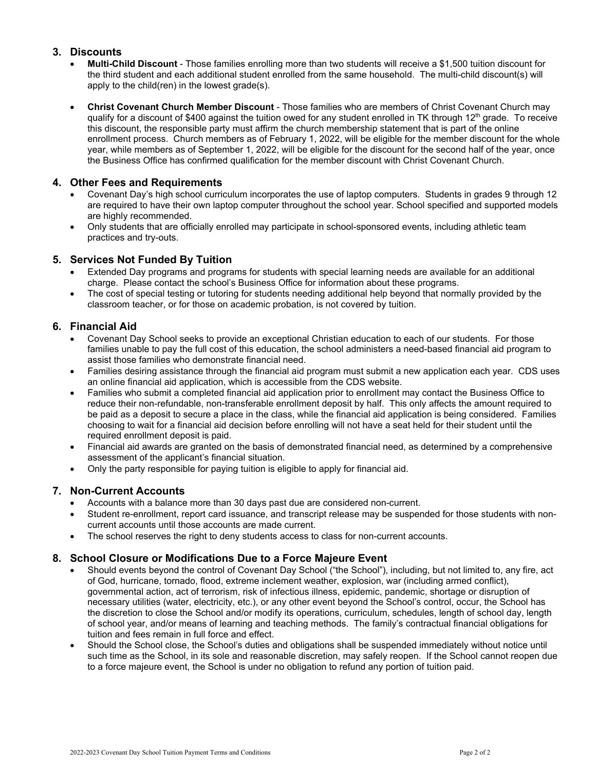## 3. Discounts

- **Multi-Child Discount** - Those families enrolling more than two students will receive a $1,500 tuition discount for the third student and each additional student enrolled from the same household. The multi-child discount(s) will apply to the child(ren) in the lowest grade(s).

- **Christ Covenant Church Member Discount** - Those families who are members of Christ Covenant Church may qualify for a discount of $400 against the tuition owed for any student enrolled in TK through 12th grade. To receive this discount, the responsible party must affirm the church membership statement that is part of the online enrollment process. Church members as of February 1, 2022, will be eligible for the member discount for the whole year, while members as of September 1, 2022, will be eligible for the discount for the second half of the year, once the Business Office has confirmed qualification for the member discount with Christ Covenant Church.

## 4. Other Fees and Requirements

- Covenant Day's high school curriculum incorporates the use of laptop computers. Students in grades 9 through 12 are required to have their own laptop computer throughout the school year. School specified and supported models are highly recommended.
- Only students that are officially enrolled may participate in school-sponsored events, including athletic team practices and try-outs.

## 5. Services Not Funded By Tuition

- Extended Day programs and programs for students with special learning needs are available for an additional charge. Please contact the school's Business Office for information about these programs.
- The cost of special testing or tutoring for students needing additional help beyond that normally provided by the classroom teacher, or for those on academic probation, is not covered by tuition.

## 6. Financial Aid

- Covenant Day School seeks to provide an exceptional Christian education to each of our students. For those families unable to pay the full cost of this education, the school administers a need-based financial aid program to assist those families who demonstrate financial need.
- Families desiring assistance through the financial aid program must submit a new application each year. CDS uses an online financial aid application, which is accessible from the CDS website.
- Families who submit a completed financial aid application prior to enrollment may contact the Business Office to reduce their non-refundable, non-transferable enrollment deposit by half. This only affects the amount required to be paid as a deposit to secure a place in the class, while the financial aid application is being considered. Families choosing to wait for a financial aid decision before enrolling will not have a seat held for their student until the required enrollment deposit is paid.
- Financial aid awards are granted on the basis of demonstrated financial need, as determined by a comprehensive assessment of the applicant's financial situation.
- Only the party responsible for paying tuition is eligible to apply for financial aid.

## 7. Non-Current Accounts

- Accounts with a balance more than 30 days past due are considered non-current.
- Student re-enrollment, report card issuance, and transcript release may be suspended for those students with non-current accounts until those accounts are made current.
- The school reserves the right to deny students access to class for non-current accounts.

## 8. School Closure or Modifications Due to a Force Majeure Event

- Should events beyond the control of Covenant Day School ("the School"), including, but not limited to, any fire, act of God, hurricane, tornado, flood, extreme inclement weather, explosion, war (including armed conflict), governmental action, act of terrorism, risk of infectious illness, epidemic, pandemic, shortage or disruption of necessary utilities (water, electricity, etc.), or any other event beyond the School's control, occur, the School has the discretion to close the School and/or modify its operations, curriculum, schedules, length of school day, length of school year, and/or means of learning and teaching methods. The family's contractual financial obligations for tuition and fees remain in full force and effect.
- Should the School close, the School's duties and obligations shall be suspended immediately without notice until such time as the School, in its sole and reasonable discretion, may safely reopen. If the School cannot reopen due to a force majeure event, the School is under no obligation to refund any portion of tuition paid.